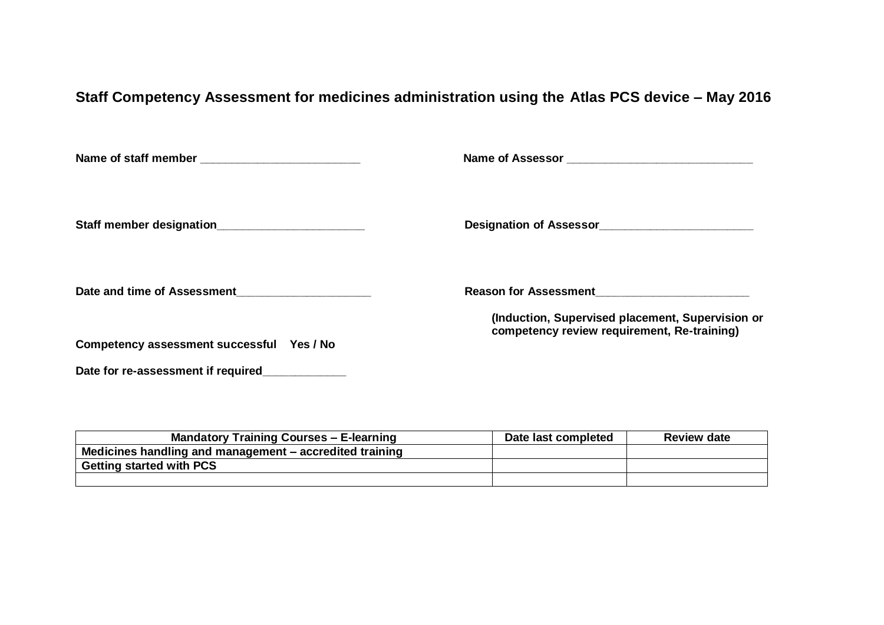# Staff Competency Assessment for medicines administration using the Atlas PCS device – May 2016

**Name of staff member** ___________________________

**Name of Assessor** _______________________________

**Staff member designation**________________________

**Designation of Assessor**__________________________

**Date and time of Assessment**______________________

**Reason for Assessment**__________________________

**(Induction, Supervised placement, Supervision or competency review requirement, Re-training)**

**Competency assessment successful Yes / No**

**Date for re-assessment if required**_____________

| Mandatory Training Courses – E-learning | Date last completed | Review date |
|---|---|---|
| **Medicines handling and management – accredited training** | | |
| **Getting started with PCS** | | |
| | | |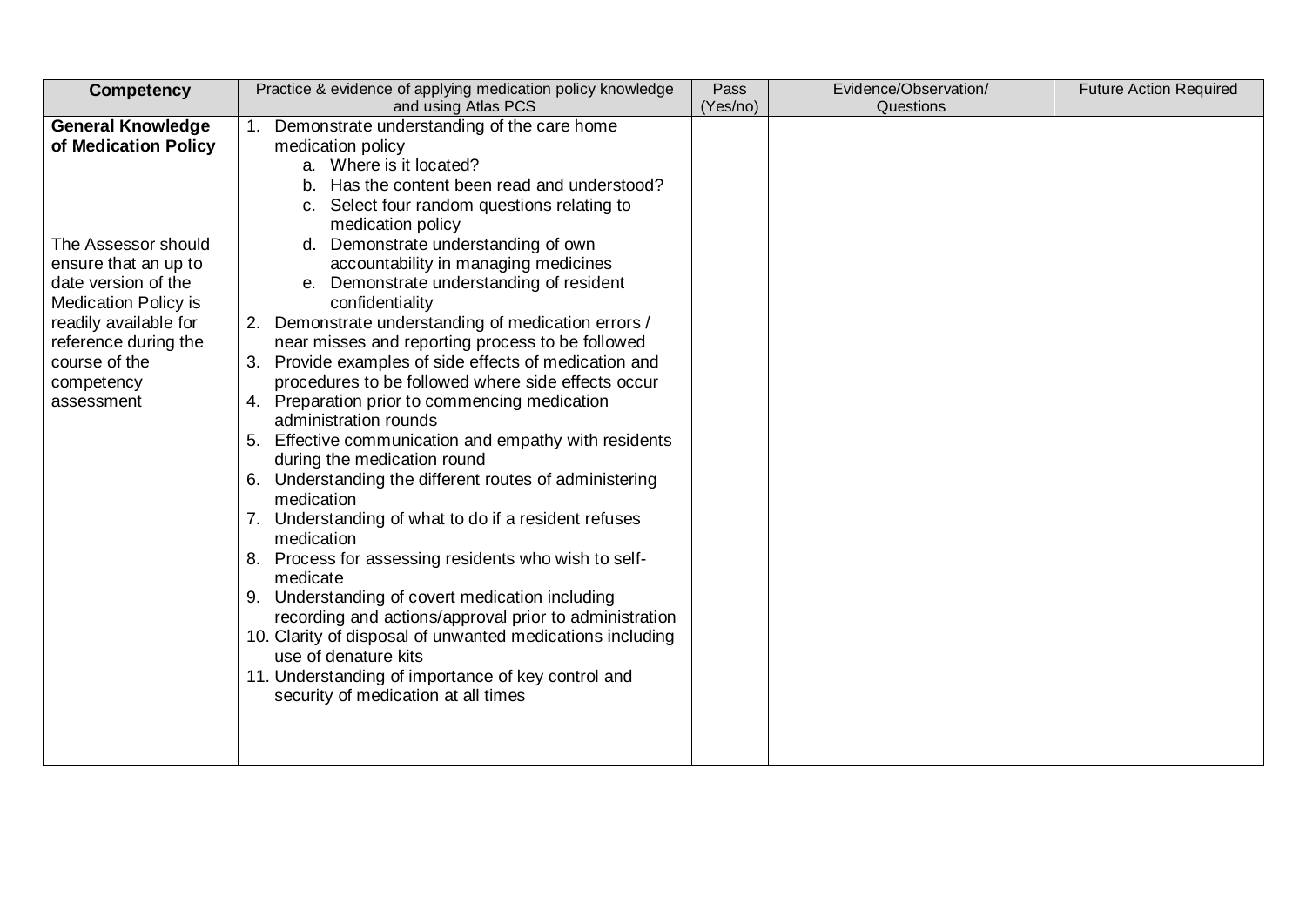| Competency | Practice & evidence of applying medication policy knowledge and using Atlas PCS | Pass (Yes/no) | Evidence/Observation/ Questions | Future Action Required |
|---|---|---|---|---|
| **General Knowledge of Medication Policy**<br><br>The Assessor should ensure that an up to date version of the Medication Policy is readily available for reference during the course of the competency assessment | 1. Demonstrate understanding of the care home medication policy<br>a. Where is it located?<br>b. Has the content been read and understood?<br>c. Select four random questions relating to medication policy<br>d. Demonstrate understanding of own accountability in managing medicines<br>e. Demonstrate understanding of resident confidentiality<br>2. Demonstrate understanding of medication errors / near misses and reporting process to be followed<br>3. Provide examples of side effects of medication and procedures to be followed where side effects occur<br>4. Preparation prior to commencing medication administration rounds<br>5. Effective communication and empathy with residents during the medication round<br>6. Understanding the different routes of administering medication<br>7. Understanding of what to do if a resident refuses medication<br>8. Process for assessing residents who wish to self-medicate<br>9. Understanding of covert medication including recording and actions/approval prior to administration<br>10. Clarity of disposal of unwanted medications including use of denature kits<br>11. Understanding of importance of key control and security of medication at all times | | | |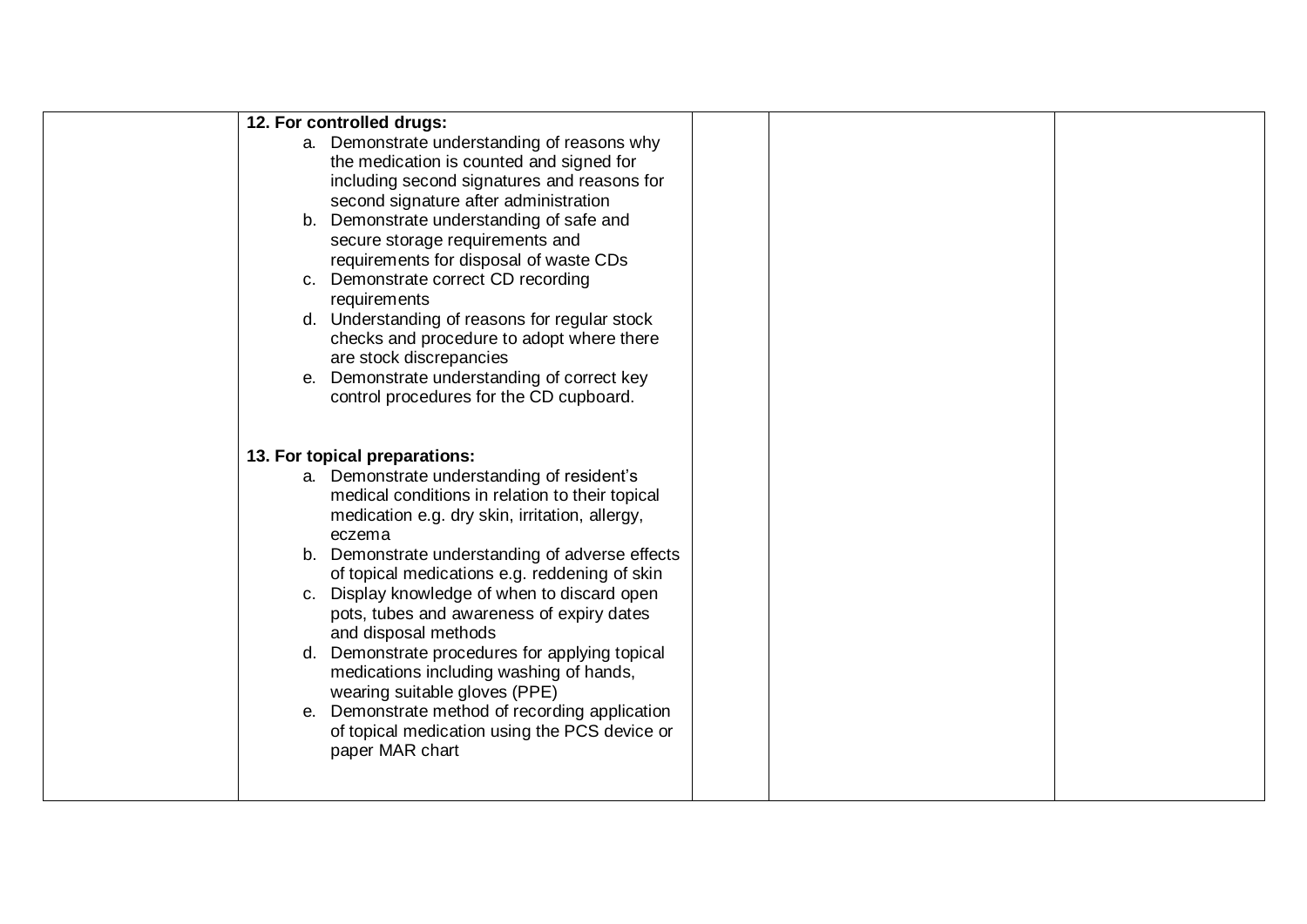|  | **12. For controlled drugs:**<br>a. Demonstrate understanding of reasons why the medication is counted and signed for including second signatures and reasons for second signature after administration<br>b. Demonstrate understanding of safe and secure storage requirements and requirements for disposal of waste CDs<br>c. Demonstrate correct CD recording requirements<br>d. Understanding of reasons for regular stock checks and procedure to adopt where there are stock discrepancies<br>e. Demonstrate understanding of correct key control procedures for the CD cupboard.<br><br>**13. For topical preparations:**<br>a. Demonstrate understanding of resident's medical conditions in relation to their topical medication e.g. dry skin, irritation, allergy, eczema<br>b. Demonstrate understanding of adverse effects of topical medications e.g. reddening of skin<br>c. Display knowledge of when to discard open pots, tubes and awareness of expiry dates and disposal methods<br>d. Demonstrate procedures for applying topical medications including washing of hands, wearing suitable gloves (PPE)<br>e. Demonstrate method of recording application of topical medication using the PCS device or paper MAR chart |  |  |  |
|---|---|---|---|---|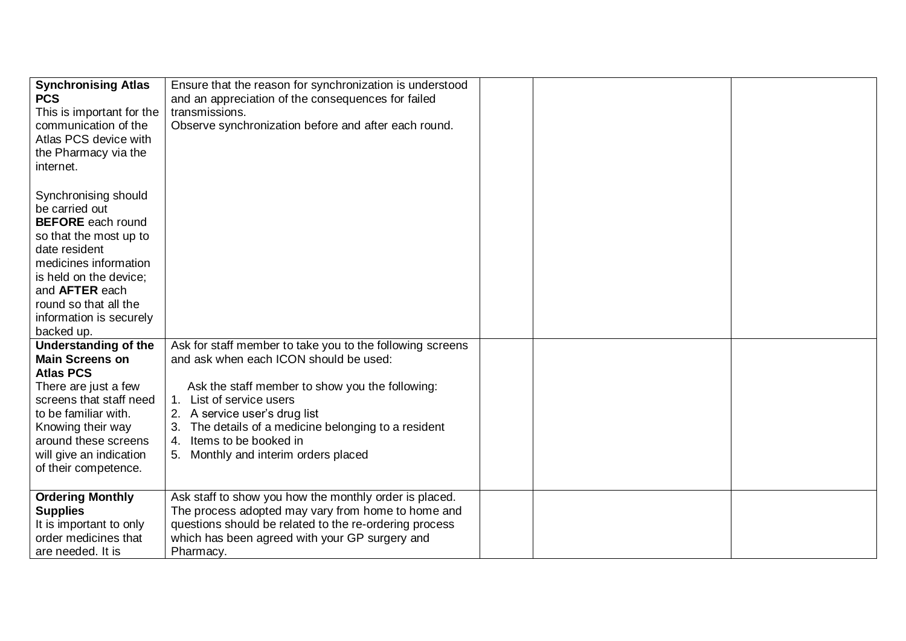| | | | | |
|---|---|---|---|---|
| **Synchronising Atlas PCS**<br>This is important for the communication of the Atlas PCS device with the Pharmacy via the internet.<br><br>Synchronising should be carried out **BEFORE** each round so that the most up to date resident medicines information is held on the device; and **AFTER** each round so that all the information is securely backed up. | Ensure that the reason for synchronization is understood and an appreciation of the consequences for failed transmissions.<br>Observe synchronization before and after each round. | | | |
| **Understanding of the Main Screens on Atlas PCS**<br>There are just a few screens that staff need to be familiar with. Knowing their way around these screens will give an indication of their competence. | Ask for staff member to take you to the following screens and ask when each ICON should be used:<br><br>Ask the staff member to show you the following:<br>1. List of service users<br>2. A service user's drug list<br>3. The details of a medicine belonging to a resident<br>4. Items to be booked in<br>5. Monthly and interim orders placed | | | |
| **Ordering Monthly Supplies**<br>It is important to only order medicines that are needed. It is | Ask staff to show you how the monthly order is placed. The process adopted may vary from home to home and questions should be related to the re-ordering process which has been agreed with your GP surgery and Pharmacy. | | | |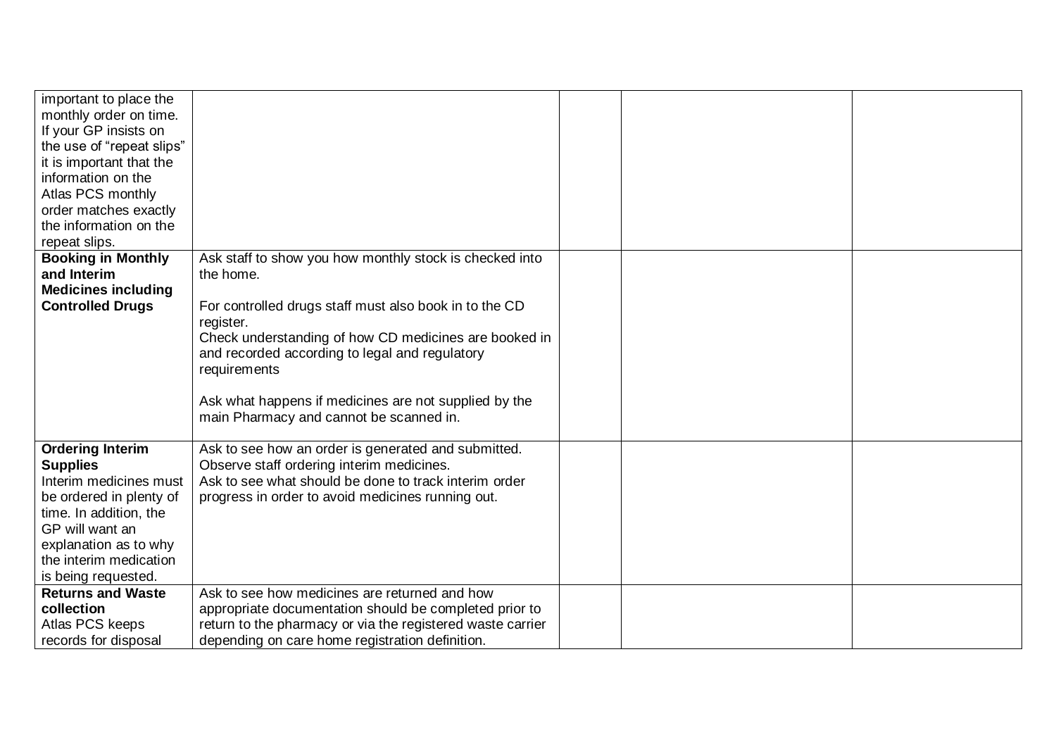| | | | | |
|---|---|---|---|---|
| important to place the monthly order on time. If your GP insists on the use of “repeat slips” it is important that the information on the Atlas PCS monthly order matches exactly the information on the repeat slips. | | | | |
| **Booking in Monthly and Interim Medicines including Controlled Drugs** | Ask staff to show you how monthly stock is checked into the home.<br><br>For controlled drugs staff must also book in to the CD register.<br>Check understanding of how CD medicines are booked in and recorded according to legal and regulatory requirements<br><br>Ask what happens if medicines are not supplied by the main Pharmacy and cannot be scanned in. | | | |
| **Ordering Interim Supplies**<br>Interim medicines must be ordered in plenty of time. In addition, the GP will want an explanation as to why the interim medication is being requested. | Ask to see how an order is generated and submitted.<br>Observe staff ordering interim medicines.<br>Ask to see what should be done to track interim order progress in order to avoid medicines running out. | | | |
| **Returns and Waste collection**<br>Atlas PCS keeps records for disposal | Ask to see how medicines are returned and how appropriate documentation should be completed prior to return to the pharmacy or via the registered waste carrier depending on care home registration definition. | | | |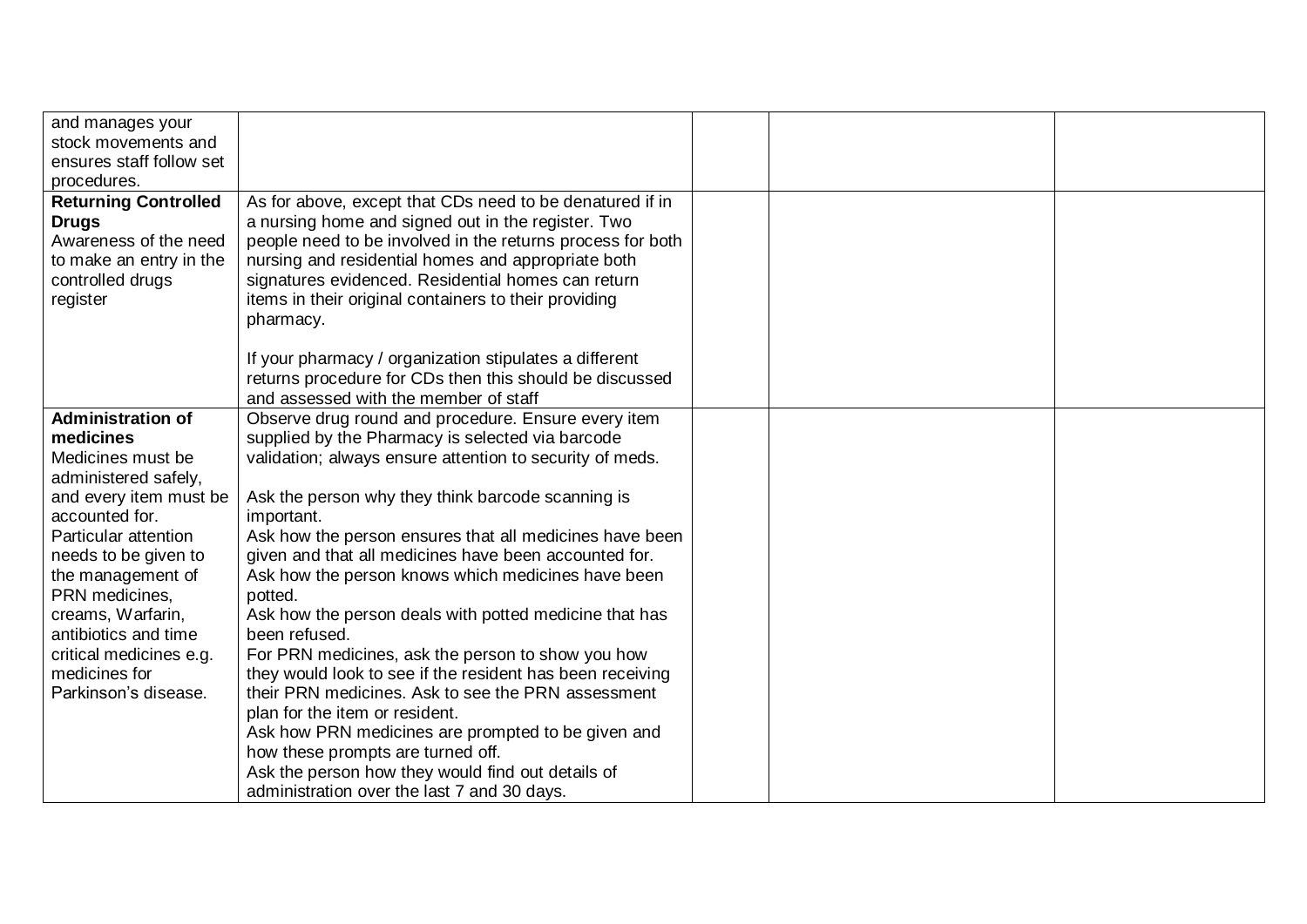| | | | | |
|---|---|---|---|---|
| and manages your stock movements and ensures staff follow set procedures. | | | | |
| **Returning Controlled Drugs**<br>Awareness of the need to make an entry in the controlled drugs register | As for above, except that CDs need to be denatured if in a nursing home and signed out in the register. Two people need to be involved in the returns process for both nursing and residential homes and appropriate both signatures evidenced. Residential homes can return items in their original containers to their providing pharmacy.<br><br>If your pharmacy / organization stipulates a different returns procedure for CDs then this should be discussed and assessed with the member of staff | | | |
| **Administration of medicines**<br>Medicines must be administered safely, and every item must be accounted for. Particular attention needs to be given to the management of PRN medicines, creams, Warfarin, antibiotics and time critical medicines e.g. medicines for Parkinson's disease. | Observe drug round and procedure. Ensure every item supplied by the Pharmacy is selected via barcode validation; always ensure attention to security of meds.<br><br>Ask the person why they think barcode scanning is important.<br>Ask how the person ensures that all medicines have been given and that all medicines have been accounted for.<br>Ask how the person knows which medicines have been potted.<br>Ask how the person deals with potted medicine that has been refused.<br>For PRN medicines, ask the person to show you how they would look to see if the resident has been receiving their PRN medicines. Ask to see the PRN assessment plan for the item or resident.<br>Ask how PRN medicines are prompted to be given and how these prompts are turned off.<br>Ask the person how they would find out details of administration over the last 7 and 30 days. | | | |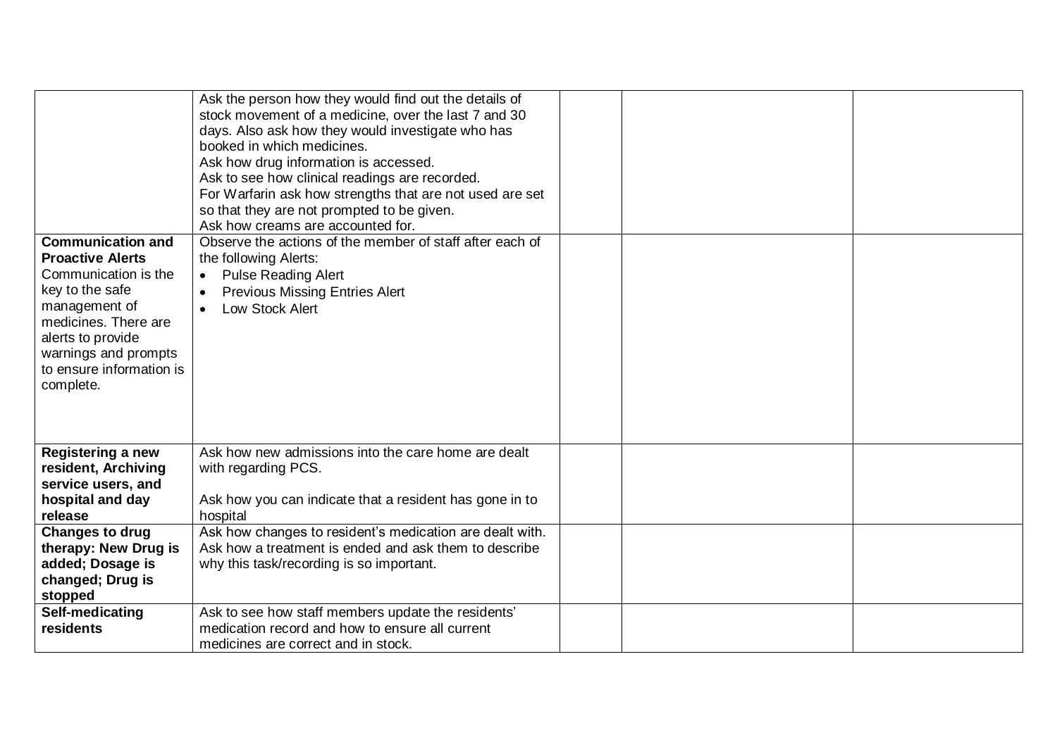|  |  |  |  |  |
|---|---|---|---|---|
|  | Ask the person how they would find out the details of stock movement of a medicine, over the last 7 and 30 days. Also ask how they would investigate who has booked in which medicines.<br>Ask how drug information is accessed.<br>Ask to see how clinical readings are recorded.<br>For Warfarin ask how strengths that are not used are set so that they are not prompted to be given.<br>Ask how creams are accounted for. |  |  |  |
| **Communication and Proactive Alerts**<br>Communication is the key to the safe management of medicines. There are alerts to provide warnings and prompts to ensure information is complete. | Observe the actions of the member of staff after each of the following Alerts:<br>• Pulse Reading Alert<br>• Previous Missing Entries Alert<br>• Low Stock Alert |  |  |  |
| **Registering a new resident, Archiving service users, and hospital and day release** | Ask how new admissions into the care home are dealt with regarding PCS.<br><br>Ask how you can indicate that a resident has gone in to hospital |  |  |  |
| **Changes to drug therapy: New Drug is added; Dosage is changed; Drug is stopped** | Ask how changes to resident's medication are dealt with. Ask how a treatment is ended and ask them to describe why this task/recording is so important. |  |  |  |
| **Self-medicating residents** | Ask to see how staff members update the residents' medication record and how to ensure all current medicines are correct and in stock. |  |  |  |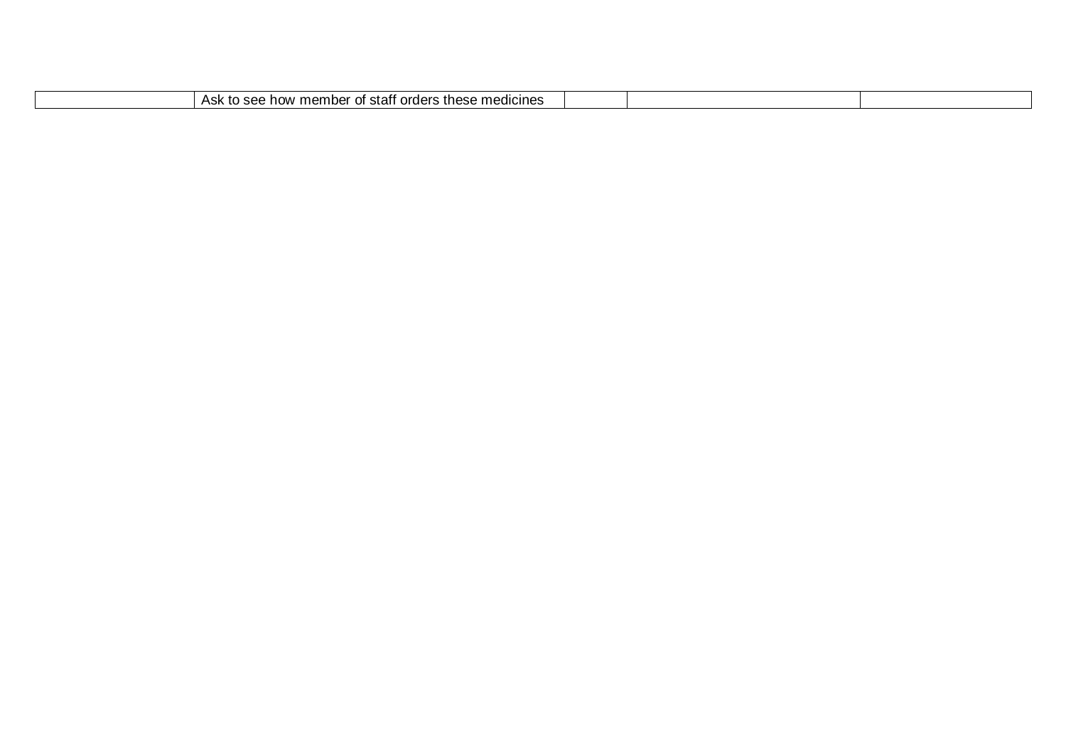| | | | | |
|---|---|---|---|---|
| | Ask to see how member of staff orders these medicines | | | |